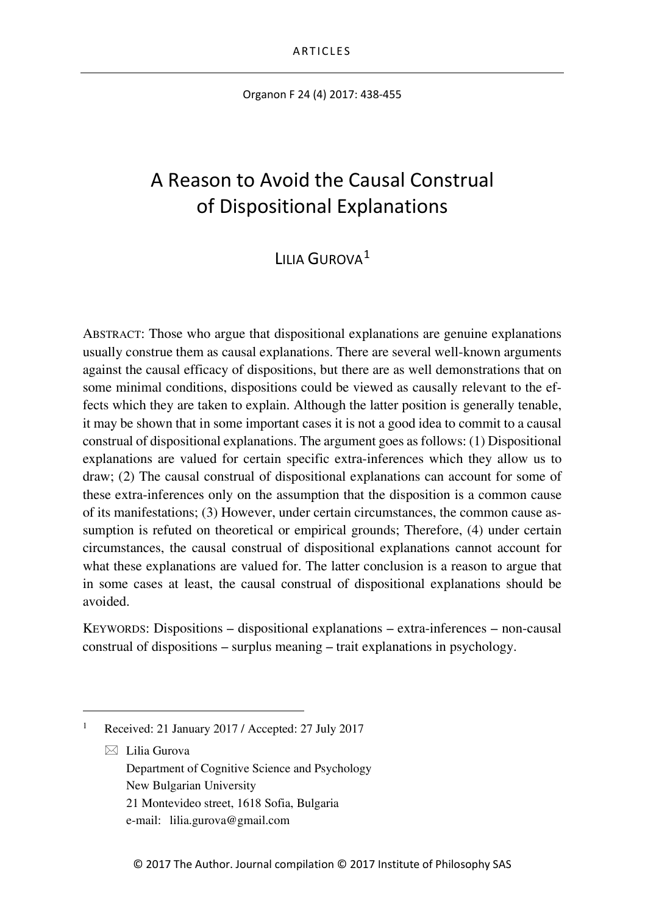# A Reason to Avoid the Causal Construal of Dispositional Explanations

LILIA GUROVA[1]

ABSTRACT: Those who argue that dispositional explanations are genuine explanations usually construe them as causal explanations. There are several well-known arguments against the causal efficacy of dispositions, but there are as well demonstrations that on some minimal conditions, dispositions could be viewed as causally relevant to the effects which they are taken to explain. Although the latter position is generally tenable, it may be shown that in some important cases it is not a good idea to commit to a causal construal of dispositional explanations. The argument goes as follows: (1) Dispositional explanations are valued for certain specific extra-inferences which they allow us to draw; (2) The causal construal of dispositional explanations can account for some of these extra-inferences only on the assumption that the disposition is a common cause of its manifestations; (3) However, under certain circumstances, the common cause assumption is refuted on theoretical or empirical grounds; Therefore, (4) under certain circumstances, the causal construal of dispositional explanations cannot account for what these explanations are valued for. The latter conclusion is a reason to argue that in some cases at least, the causal construal of dispositional explanations should be avoided.

KEYWORDS: Dispositions – dispositional explanations – extra-inferences – non-causal construal of dispositions – surplus meaning – trait explanations in psychology.

---

[1] Received: 21 January 2017 / Accepted: 27 July 2017

✉ Lilia Gurova
Department of Cognitive Science and Psychology
New Bulgarian University
21 Montevideo street, 1618 Sofia, Bulgaria
e-mail: lilia.gurova@gmail.com

© 2017 The Author. Journal compilation © 2017 Institute of Philosophy SAS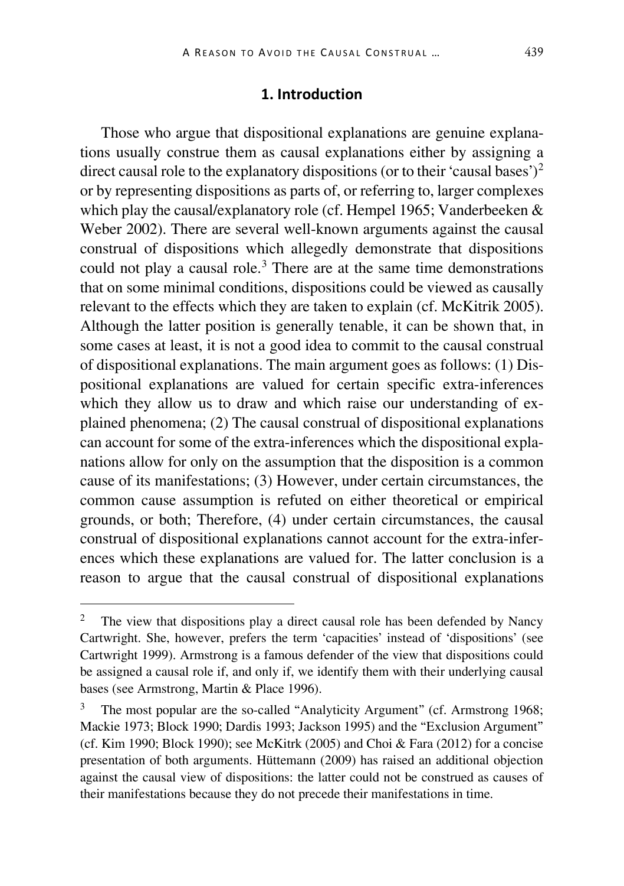## 1. Introduction

Those who argue that dispositional explanations are genuine explanations usually construe them as causal explanations either by assigning a direct causal role to the explanatory dispositions (or to their 'causal bases')[2] or by representing dispositions as parts of, or referring to, larger complexes which play the causal/explanatory role (cf. Hempel 1965; Vanderbeeken & Weber 2002). There are several well-known arguments against the causal construal of dispositions which allegedly demonstrate that dispositions could not play a causal role.[3] There are at the same time demonstrations that on some minimal conditions, dispositions could be viewed as causally relevant to the effects which they are taken to explain (cf. McKitrik 2005). Although the latter position is generally tenable, it can be shown that, in some cases at least, it is not a good idea to commit to the causal construal of dispositional explanations. The main argument goes as follows: (1) Dispositional explanations are valued for certain specific extra-inferences which they allow us to draw and which raise our understanding of explained phenomena; (2) The causal construal of dispositional explanations can account for some of the extra-inferences which the dispositional explanations allow for only on the assumption that the disposition is a common cause of its manifestations; (3) However, under certain circumstances, the common cause assumption is refuted on either theoretical or empirical grounds, or both; Therefore, (4) under certain circumstances, the causal construal of dispositional explanations cannot account for the extra-inferences which these explanations are valued for. The latter conclusion is a reason to argue that the causal construal of dispositional explanations

---

[2] The view that dispositions play a direct causal role has been defended by Nancy Cartwright. She, however, prefers the term 'capacities' instead of 'dispositions' (see Cartwright 1999). Armstrong is a famous defender of the view that dispositions could be assigned a causal role if, and only if, we identify them with their underlying causal bases (see Armstrong, Martin & Place 1996).

[3] The most popular are the so-called "Analyticity Argument" (cf. Armstrong 1968; Mackie 1973; Block 1990; Dardis 1993; Jackson 1995) and the "Exclusion Argument" (cf. Kim 1990; Block 1990); see McKitrk (2005) and Choi & Fara (2012) for a concise presentation of both arguments. Hüttemann (2009) has raised an additional objection against the causal view of dispositions: the latter could not be construed as causes of their manifestations because they do not precede their manifestations in time.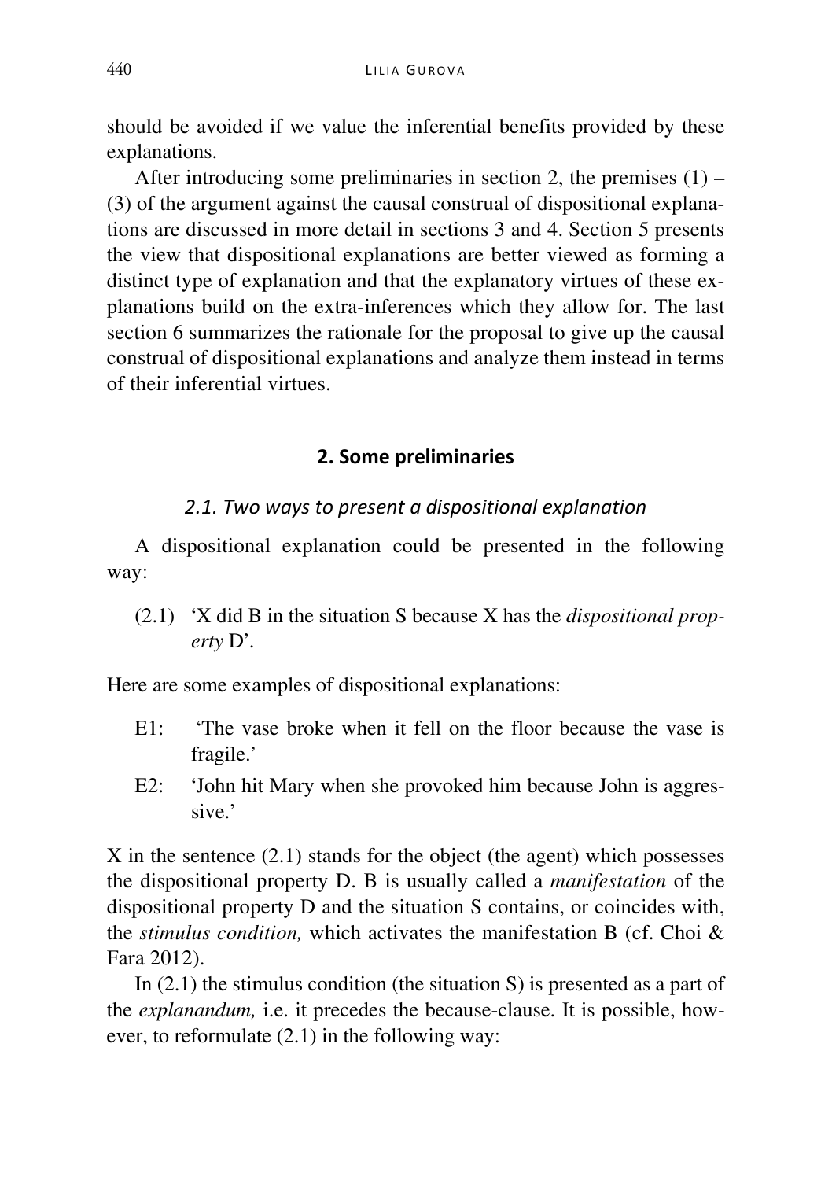should be avoided if we value the inferential benefits provided by these explanations.

After introducing some preliminaries in section 2, the premises (1) – (3) of the argument against the causal construal of dispositional explanations are discussed in more detail in sections 3 and 4. Section 5 presents the view that dispositional explanations are better viewed as forming a distinct type of explanation and that the explanatory virtues of these explanations build on the extra-inferences which they allow for. The last section 6 summarizes the rationale for the proposal to give up the causal construal of dispositional explanations and analyze them instead in terms of their inferential virtues.

## 2. Some preliminaries

### *2.1. Two ways to present a dispositional explanation*

A dispositional explanation could be presented in the following way:

(2.1) 'X did B in the situation S because X has the *dispositional property* D'.

Here are some examples of dispositional explanations:

E1: 'The vase broke when it fell on the floor because the vase is fragile.'

E2: 'John hit Mary when she provoked him because John is aggressive.'

X in the sentence (2.1) stands for the object (the agent) which possesses the dispositional property D. B is usually called a *manifestation* of the dispositional property D and the situation S contains, or coincides with, the *stimulus condition,* which activates the manifestation B (cf. Choi & Fara 2012).

In (2.1) the stimulus condition (the situation S) is presented as a part of the *explanandum,* i.e. it precedes the because-clause. It is possible, however, to reformulate (2.1) in the following way: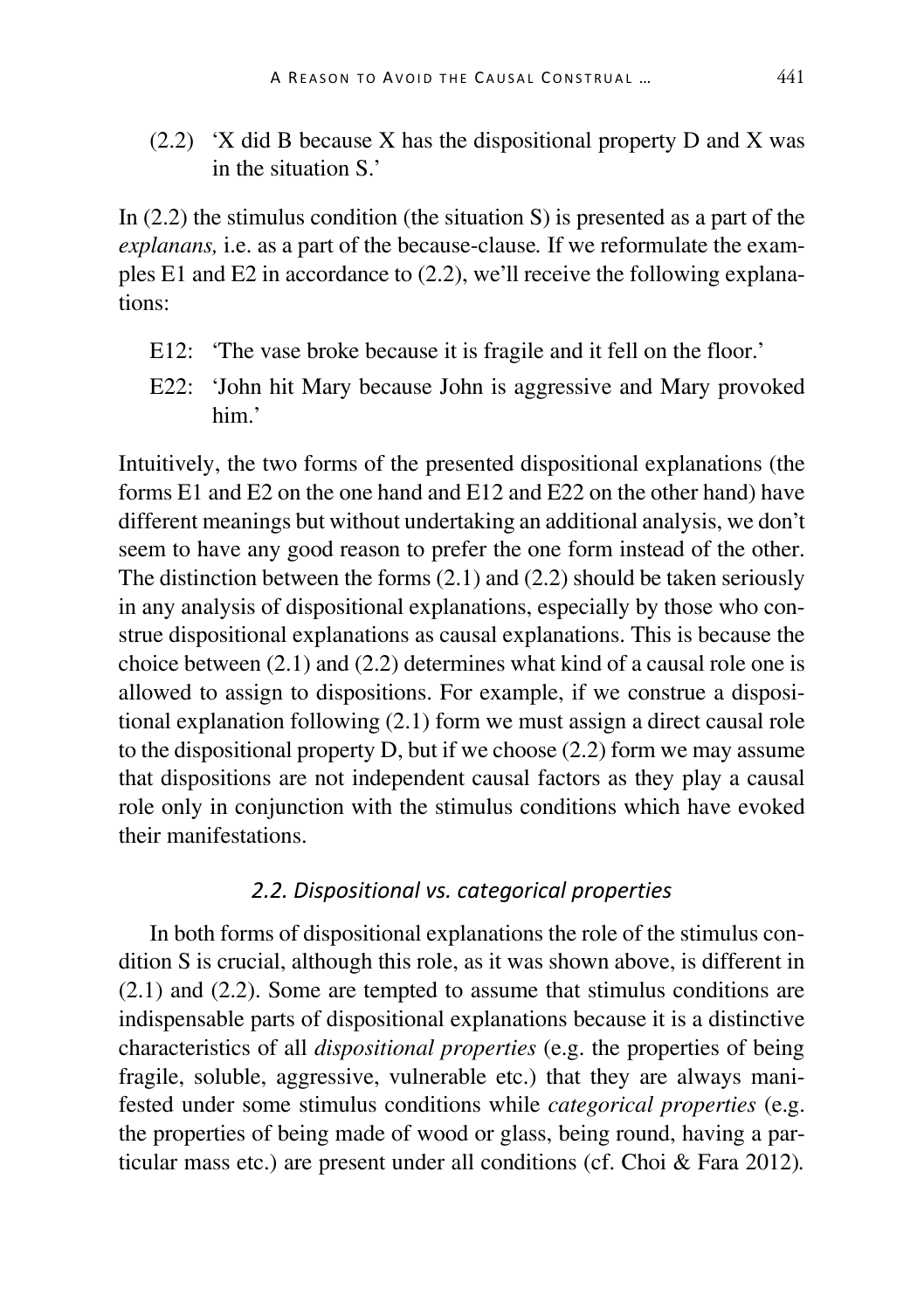(2.2) 'X did B because X has the dispositional property D and X was in the situation S.'

In (2.2) the stimulus condition (the situation S) is presented as a part of the *explanans,* i.e. as a part of the because-clause*.* If we reformulate the examples E1 and E2 in accordance to (2.2), we'll receive the following explanations:

E12: 'The vase broke because it is fragile and it fell on the floor.'

E22: 'John hit Mary because John is aggressive and Mary provoked him.'

Intuitively, the two forms of the presented dispositional explanations (the forms E1 and E2 on the one hand and E12 and E22 on the other hand) have different meanings but without undertaking an additional analysis, we don't seem to have any good reason to prefer the one form instead of the other. The distinction between the forms (2.1) and (2.2) should be taken seriously in any analysis of dispositional explanations, especially by those who construe dispositional explanations as causal explanations. This is because the choice between (2.1) and (2.2) determines what kind of a causal role one is allowed to assign to dispositions. For example, if we construe a dispositional explanation following (2.1) form we must assign a direct causal role to the dispositional property D, but if we choose (2.2) form we may assume that dispositions are not independent causal factors as they play a causal role only in conjunction with the stimulus conditions which have evoked their manifestations.

### *2.2. Dispositional vs. categorical properties*

In both forms of dispositional explanations the role of the stimulus condition S is crucial, although this role, as it was shown above, is different in (2.1) and (2.2). Some are tempted to assume that stimulus conditions are indispensable parts of dispositional explanations because it is a distinctive characteristics of all *dispositional properties* (e.g. the properties of being fragile, soluble, aggressive, vulnerable etc.) that they are always manifested under some stimulus conditions while *categorical properties* (e.g. the properties of being made of wood or glass, being round, having a particular mass etc.) are present under all conditions (cf. Choi & Fara 2012).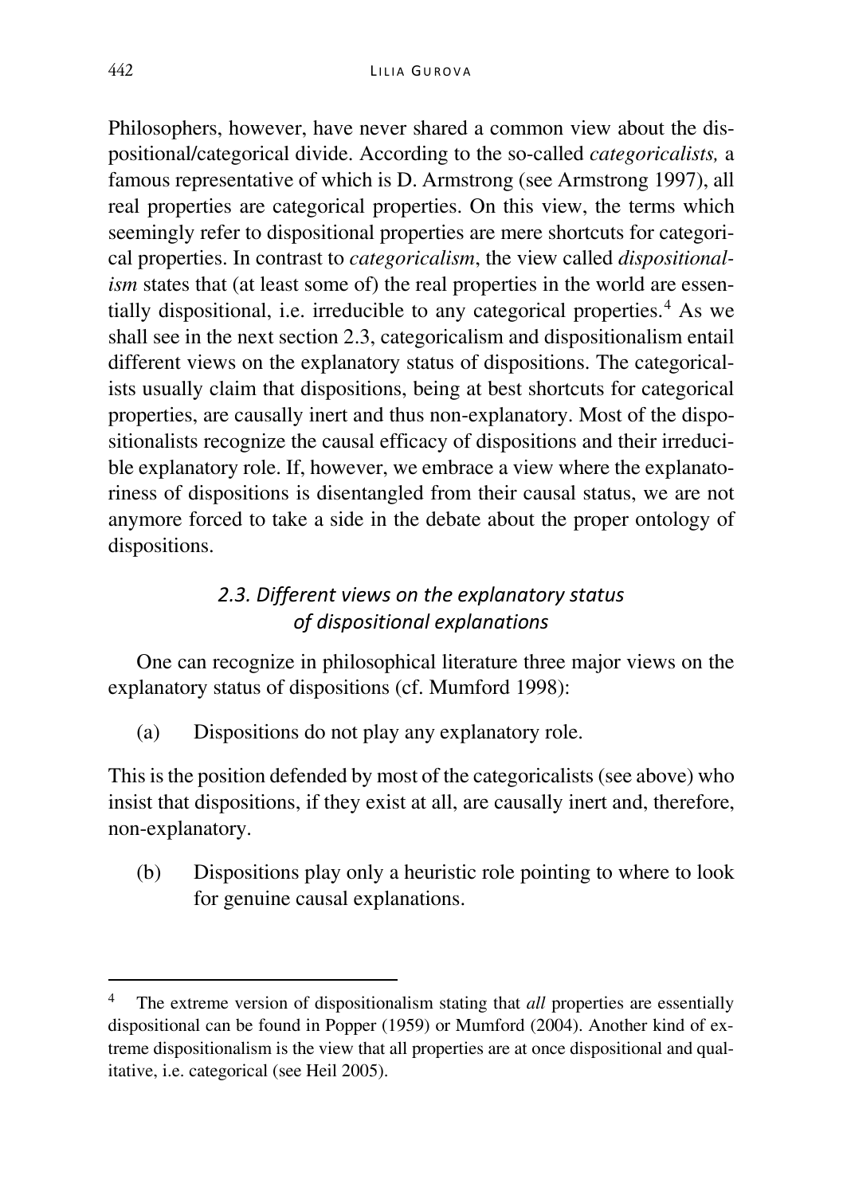Philosophers, however, have never shared a common view about the dispositional/categorical divide. According to the so-called *categoricalists,* a famous representative of which is D. Armstrong (see Armstrong 1997), all real properties are categorical properties. On this view, the terms which seemingly refer to dispositional properties are mere shortcuts for categorical properties. In contrast to *categoricalism*, the view called *dispositionalism* states that (at least some of) the real properties in the world are essentially dispositional, i.e. irreducible to any categorical properties.[4] As we shall see in the next section 2.3, categoricalism and dispositionalism entail different views on the explanatory status of dispositions. The categoricalists usually claim that dispositions, being at best shortcuts for categorical properties, are causally inert and thus non-explanatory. Most of the dispositionalists recognize the causal efficacy of dispositions and their irreducible explanatory role. If, however, we embrace a view where the explanatoriness of dispositions is disentangled from their causal status, we are not anymore forced to take a side in the debate about the proper ontology of dispositions.

### *2.3. Different views on the explanatory status of dispositional explanations*

One can recognize in philosophical literature three major views on the explanatory status of dispositions (cf. Mumford 1998):

(a) Dispositions do not play any explanatory role.

This is the position defended by most of the categoricalists (see above) who insist that dispositions, if they exist at all, are causally inert and, therefore, non-explanatory.

(b) Dispositions play only a heuristic role pointing to where to look for genuine causal explanations.

---

[4] The extreme version of dispositionalism stating that *all* properties are essentially dispositional can be found in Popper (1959) or Mumford (2004). Another kind of extreme dispositionalism is the view that all properties are at once dispositional and qualitative, i.e. categorical (see Heil 2005).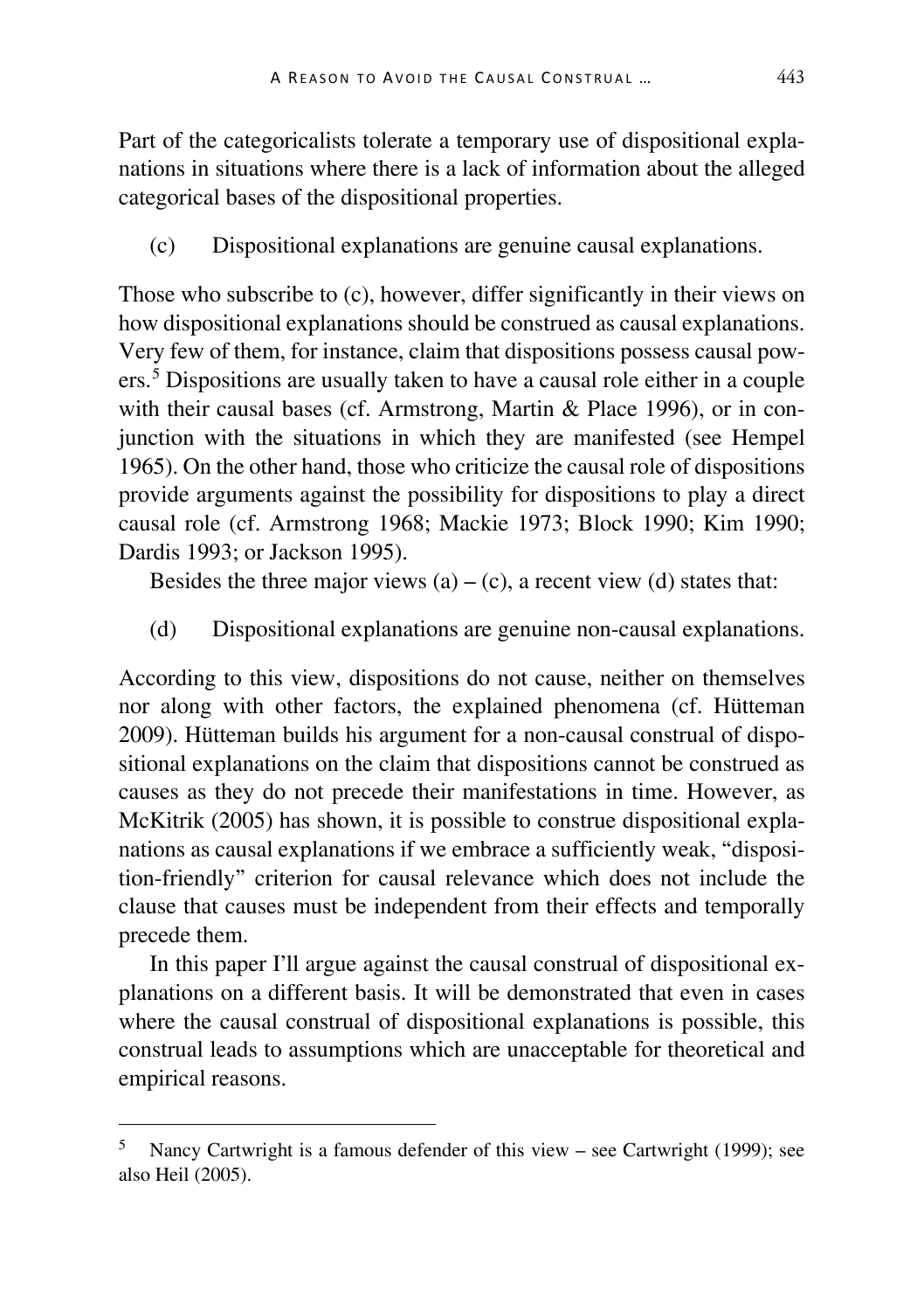Part of the categoricalists tolerate a temporary use of dispositional explanations in situations where there is a lack of information about the alleged categorical bases of the dispositional properties.

(c) Dispositional explanations are genuine causal explanations.

Those who subscribe to (c), however, differ significantly in their views on how dispositional explanations should be construed as causal explanations. Very few of them, for instance, claim that dispositions possess causal powers.[5] Dispositions are usually taken to have a causal role either in a couple with their causal bases (cf. Armstrong, Martin & Place 1996), or in conjunction with the situations in which they are manifested (see Hempel 1965). On the other hand, those who criticize the causal role of dispositions provide arguments against the possibility for dispositions to play a direct causal role (cf. Armstrong 1968; Mackie 1973; Block 1990; Kim 1990; Dardis 1993; or Jackson 1995).

Besides the three major views (a) – (c), a recent view (d) states that:

(d) Dispositional explanations are genuine non-causal explanations.

According to this view, dispositions do not cause, neither on themselves nor along with other factors, the explained phenomena (cf. Hütteman 2009). Hütteman builds his argument for a non-causal construal of dispositional explanations on the claim that dispositions cannot be construed as causes as they do not precede their manifestations in time. However, as McKitrik (2005) has shown, it is possible to construe dispositional explanations as causal explanations if we embrace a sufficiently weak, "disposition-friendly" criterion for causal relevance which does not include the clause that causes must be independent from their effects and temporally precede them.

In this paper I'll argue against the causal construal of dispositional explanations on a different basis. It will be demonstrated that even in cases where the causal construal of dispositional explanations is possible, this construal leads to assumptions which are unacceptable for theoretical and empirical reasons.

---

[5] Nancy Cartwright is a famous defender of this view – see Cartwright (1999); see also Heil (2005).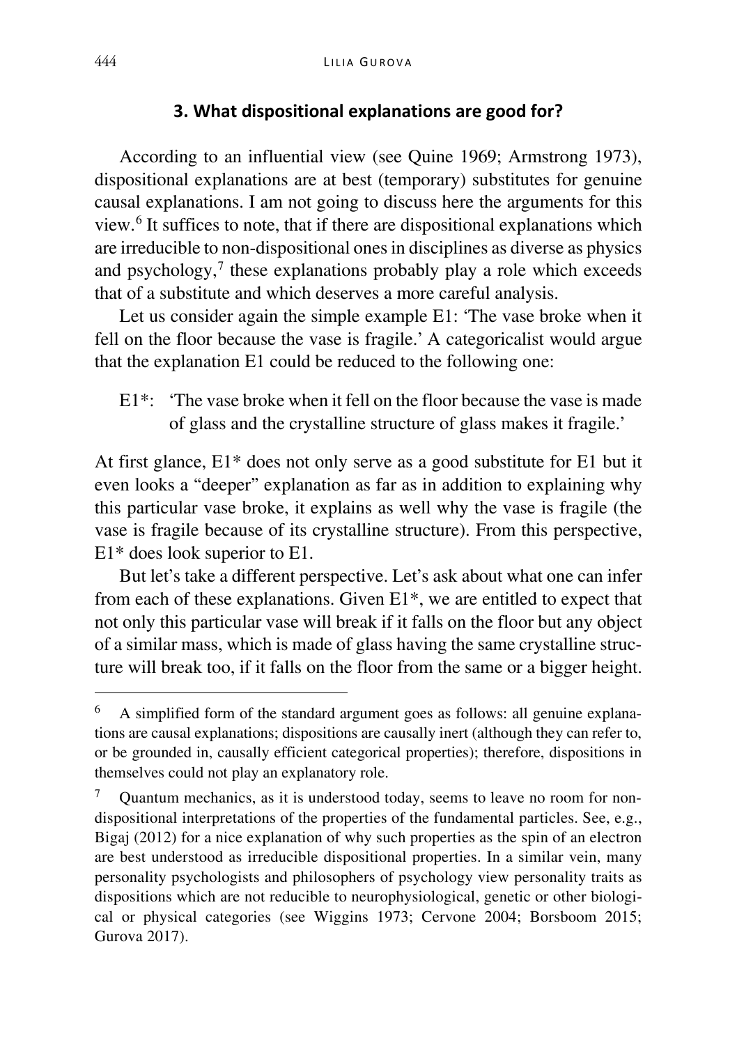## 3. What dispositional explanations are good for?

According to an influential view (see Quine 1969; Armstrong 1973), dispositional explanations are at best (temporary) substitutes for genuine causal explanations. I am not going to discuss here the arguments for this view.[6] It suffices to note, that if there are dispositional explanations which are irreducible to non-dispositional ones in disciplines as diverse as physics and psychology,[7] these explanations probably play a role which exceeds that of a substitute and which deserves a more careful analysis.

Let us consider again the simple example E1: 'The vase broke when it fell on the floor because the vase is fragile.' A categoricalist would argue that the explanation E1 could be reduced to the following one:

> E1*: 'The vase broke when it fell on the floor because the vase is made of glass and the crystalline structure of glass makes it fragile.'

At first glance, E1* does not only serve as a good substitute for E1 but it even looks a "deeper" explanation as far as in addition to explaining why this particular vase broke, it explains as well why the vase is fragile (the vase is fragile because of its crystalline structure). From this perspective, E1* does look superior to E1.

But let's take a different perspective. Let's ask about what one can infer from each of these explanations. Given E1*, we are entitled to expect that not only this particular vase will break if it falls on the floor but any object of a similar mass, which is made of glass having the same crystalline structure will break too, if it falls on the floor from the same or a bigger height.

---

[6] A simplified form of the standard argument goes as follows: all genuine explanations are causal explanations; dispositions are causally inert (although they can refer to, or be grounded in, causally efficient categorical properties); therefore, dispositions in themselves could not play an explanatory role.

[7] Quantum mechanics, as it is understood today, seems to leave no room for non-dispositional interpretations of the properties of the fundamental particles. See, e.g., Bigaj (2012) for a nice explanation of why such properties as the spin of an electron are best understood as irreducible dispositional properties. In a similar vein, many personality psychologists and philosophers of psychology view personality traits as dispositions which are not reducible to neurophysiological, genetic or other biological or physical categories (see Wiggins 1973; Cervone 2004; Borsboom 2015; Gurova 2017).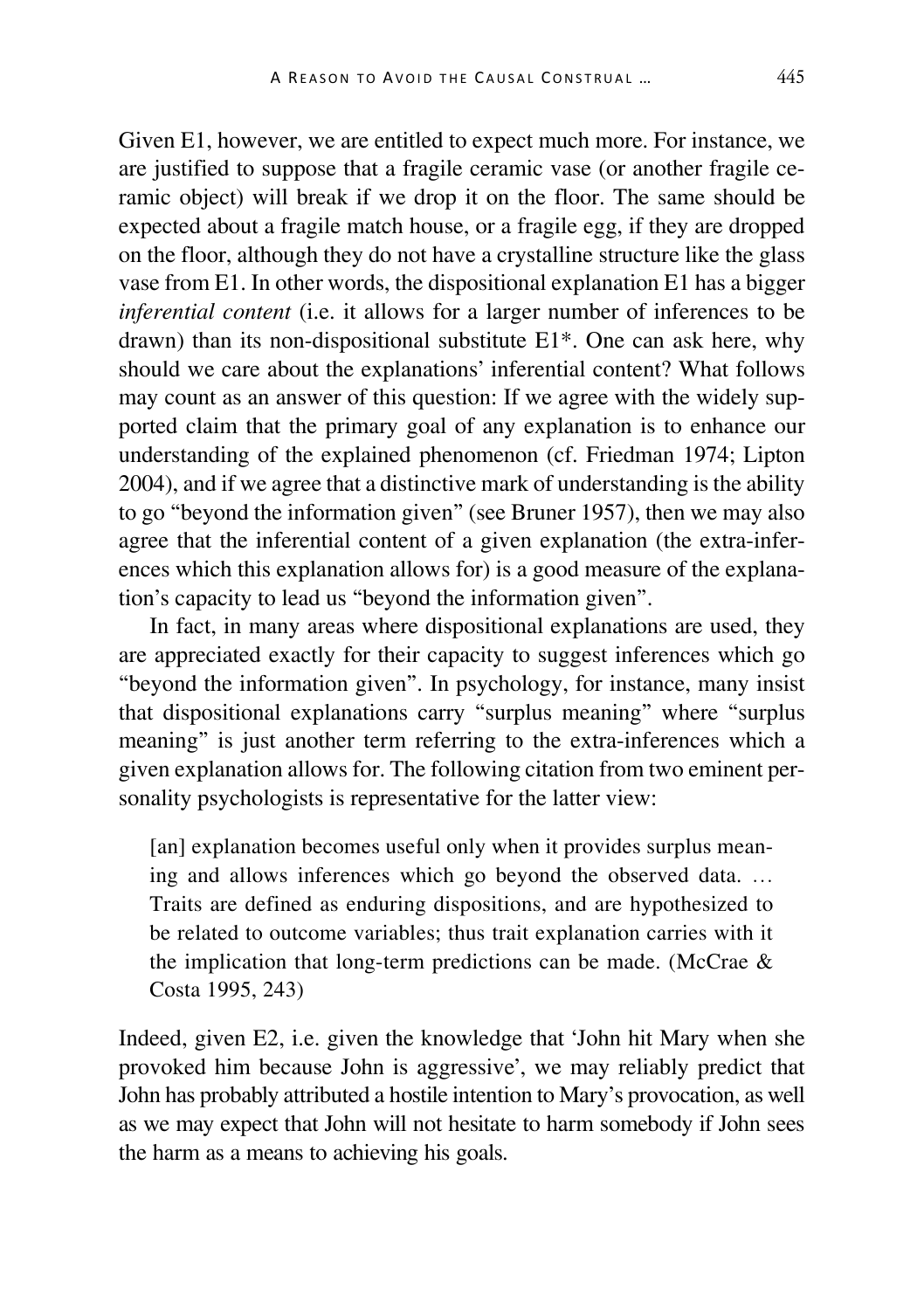Given E1, however, we are entitled to expect much more. For instance, we are justified to suppose that a fragile ceramic vase (or another fragile ceramic object) will break if we drop it on the floor. The same should be expected about a fragile match house, or a fragile egg, if they are dropped on the floor, although they do not have a crystalline structure like the glass vase from E1. In other words, the dispositional explanation E1 has a bigger *inferential content* (i.e. it allows for a larger number of inferences to be drawn) than its non-dispositional substitute E1*. One can ask here, why should we care about the explanations' inferential content? What follows may count as an answer of this question: If we agree with the widely supported claim that the primary goal of any explanation is to enhance our understanding of the explained phenomenon (cf. Friedman 1974; Lipton 2004), and if we agree that a distinctive mark of understanding is the ability to go "beyond the information given" (see Bruner 1957), then we may also agree that the inferential content of a given explanation (the extra-inferences which this explanation allows for) is a good measure of the explanation's capacity to lead us "beyond the information given".

In fact, in many areas where dispositional explanations are used, they are appreciated exactly for their capacity to suggest inferences which go "beyond the information given". In psychology, for instance, many insist that dispositional explanations carry "surplus meaning" where "surplus meaning" is just another term referring to the extra-inferences which a given explanation allows for. The following citation from two eminent personality psychologists is representative for the latter view:

> [an] explanation becomes useful only when it provides surplus meaning and allows inferences which go beyond the observed data. … Traits are defined as enduring dispositions, and are hypothesized to be related to outcome variables; thus trait explanation carries with it the implication that long-term predictions can be made. (McCrae & Costa 1995, 243)

Indeed, given E2, i.e. given the knowledge that 'John hit Mary when she provoked him because John is aggressive', we may reliably predict that John has probably attributed a hostile intention to Mary's provocation, as well as we may expect that John will not hesitate to harm somebody if John sees the harm as a means to achieving his goals.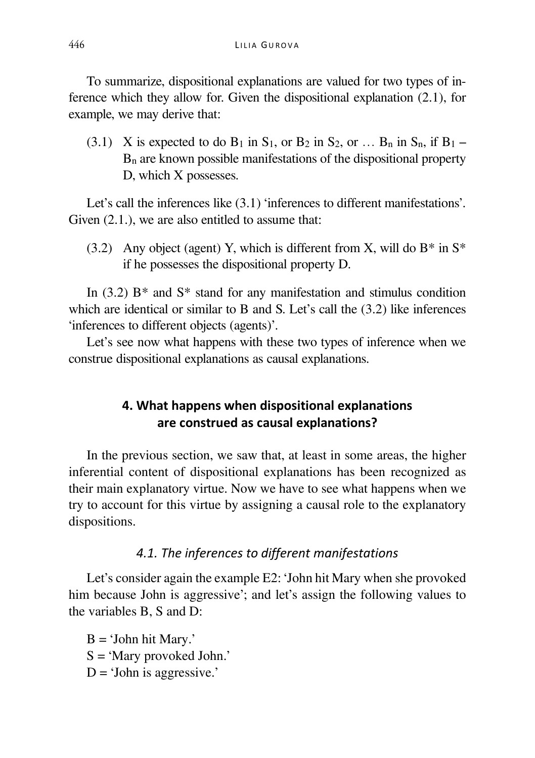To summarize, dispositional explanations are valued for two types of inference which they allow for. Given the dispositional explanation (2.1), for example, we may derive that:

(3.1) X is expected to do $B_1$ in $S_1$, or $B_2$ in $S_2$, or … $B_n$ in $S_n$, if $B_1$ – $B_n$ are known possible manifestations of the dispositional property D, which X possesses.

Let's call the inferences like (3.1) 'inferences to different manifestations'. Given (2.1.), we are also entitled to assume that:

(3.2) Any object (agent) Y, which is different from X, will do B* in S* if he possesses the dispositional property D.

In (3.2) B* and S* stand for any manifestation and stimulus condition which are identical or similar to B and S. Let's call the (3.2) like inferences 'inferences to different objects (agents)'.

Let's see now what happens with these two types of inference when we construe dispositional explanations as causal explanations.

## 4. What happens when dispositional explanations are construed as causal explanations?

In the previous section, we saw that, at least in some areas, the higher inferential content of dispositional explanations has been recognized as their main explanatory virtue. Now we have to see what happens when we try to account for this virtue by assigning a causal role to the explanatory dispositions.

### *4.1. The inferences to different manifestations*

Let's consider again the example E2: 'John hit Mary when she provoked him because John is aggressive'; and let's assign the following values to the variables B, S and D:

B = 'John hit Mary.'
S = 'Mary provoked John.'
D = 'John is aggressive.'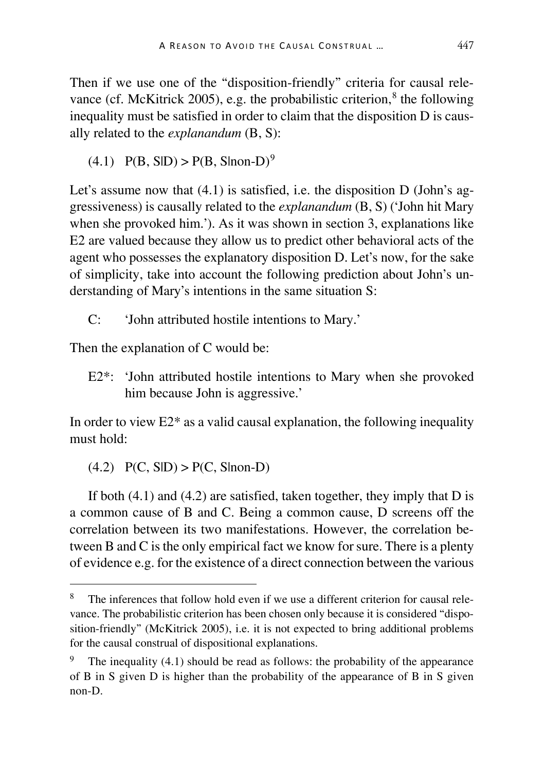Then if we use one of the "disposition-friendly" criteria for causal relevance (cf. McKitrick 2005), e.g. the probabilistic criterion,[8] the following inequality must be satisfied in order to claim that the disposition D is causally related to the *explanandum* (B, S):

(4.1) $P(B, S|D) > P(B, S|\text{non-}D)$[9]

Let's assume now that (4.1) is satisfied, i.e. the disposition D (John's aggressiveness) is causally related to the *explanandum* (B, S) ('John hit Mary when she provoked him.'). As it was shown in section 3, explanations like E2 are valued because they allow us to predict other behavioral acts of the agent who possesses the explanatory disposition D. Let's now, for the sake of simplicity, take into account the following prediction about John's understanding of Mary's intentions in the same situation S:

C: 'John attributed hostile intentions to Mary.'

Then the explanation of C would be:

E2*: 'John attributed hostile intentions to Mary when she provoked him because John is aggressive.'

In order to view E2* as a valid causal explanation, the following inequality must hold:

(4.2) $P(C, S|D) > P(C, S|\text{non-}D)$

If both (4.1) and (4.2) are satisfied, taken together, they imply that D is a common cause of B and C. Being a common cause, D screens off the correlation between its two manifestations. However, the correlation between B and C is the only empirical fact we know for sure. There is a plenty of evidence e.g. for the existence of a direct connection between the various

[8] The inferences that follow hold even if we use a different criterion for causal relevance. The probabilistic criterion has been chosen only because it is considered "disposition-friendly" (McKitrick 2005), i.e. it is not expected to bring additional problems for the causal construal of dispositional explanations.

[9] The inequality (4.1) should be read as follows: the probability of the appearance of B in S given D is higher than the probability of the appearance of B in S given non-D.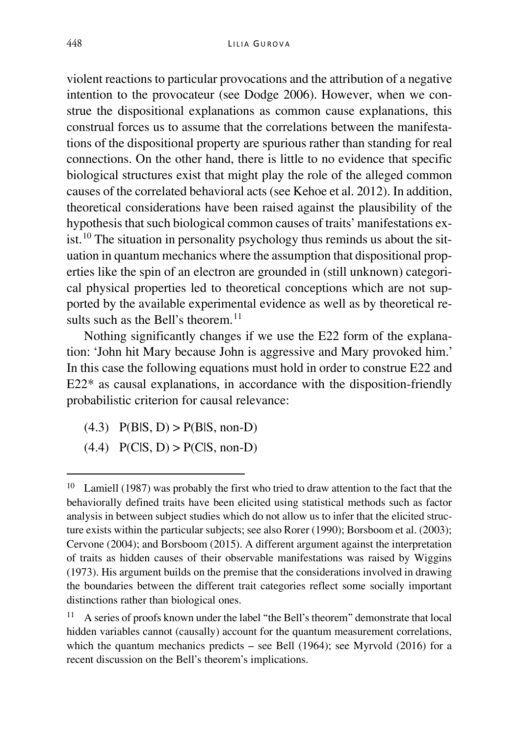violent reactions to particular provocations and the attribution of a negative intention to the provocateur (see Dodge 2006). However, when we construe the dispositional explanations as common cause explanations, this construal forces us to assume that the correlations between the manifestations of the dispositional property are spurious rather than standing for real connections. On the other hand, there is little to no evidence that specific biological structures exist that might play the role of the alleged common causes of the correlated behavioral acts (see Kehoe et al. 2012). In addition, theoretical considerations have been raised against the plausibility of the hypothesis that such biological common causes of traits' manifestations exist.[10] The situation in personality psychology thus reminds us about the situation in quantum mechanics where the assumption that dispositional properties like the spin of an electron are grounded in (still unknown) categorical physical properties led to theoretical conceptions which are not supported by the available experimental evidence as well as by theoretical results such as the Bell's theorem.[11]

Nothing significantly changes if we use the E22 form of the explanation: 'John hit Mary because John is aggressive and Mary provoked him.' In this case the following equations must hold in order to construe E22 and E22* as causal explanations, in accordance with the disposition-friendly probabilistic criterion for causal relevance:

(4.3) $P(B|S, D) > P(B|S, \text{non-}D)$

(4.4) $P(C|S, D) > P(C|S, \text{non-}D)$

---

[10] Lamiell (1987) was probably the first who tried to draw attention to the fact that the behaviorally defined traits have been elicited using statistical methods such as factor analysis in between subject studies which do not allow us to infer that the elicited structure exists within the particular subjects; see also Rorer (1990); Borsboom et al. (2003); Cervone (2004); and Borsboom (2015). A different argument against the interpretation of traits as hidden causes of their observable manifestations was raised by Wiggins (1973). His argument builds on the premise that the considerations involved in drawing the boundaries between the different trait categories reflect some socially important distinctions rather than biological ones.

[11] A series of proofs known under the label "the Bell's theorem" demonstrate that local hidden variables cannot (causally) account for the quantum measurement correlations, which the quantum mechanics predicts – see Bell (1964); see Myrvold (2016) for a recent discussion on the Bell's theorem's implications.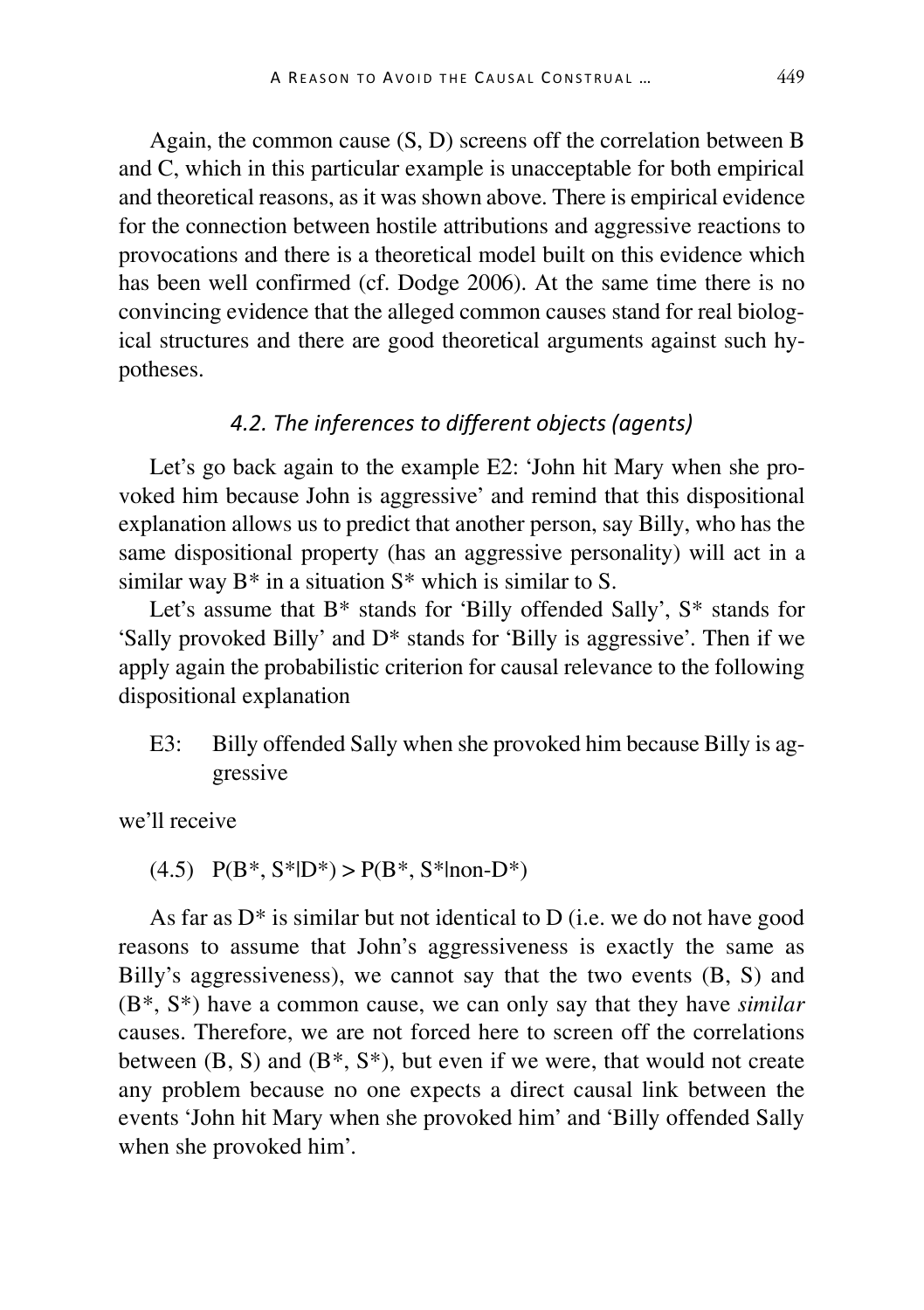Again, the common cause (S, D) screens off the correlation between B and C, which in this particular example is unacceptable for both empirical and theoretical reasons, as it was shown above. There is empirical evidence for the connection between hostile attributions and aggressive reactions to provocations and there is a theoretical model built on this evidence which has been well confirmed (cf. Dodge 2006). At the same time there is no convincing evidence that the alleged common causes stand for real biological structures and there are good theoretical arguments against such hypotheses.

### *4.2. The inferences to different objects (agents)*

Let's go back again to the example E2: 'John hit Mary when she provoked him because John is aggressive' and remind that this dispositional explanation allows us to predict that another person, say Billy, who has the same dispositional property (has an aggressive personality) will act in a similar way B* in a situation S* which is similar to S.

Let's assume that B* stands for 'Billy offended Sally', S* stands for 'Sally provoked Billy' and D* stands for 'Billy is aggressive'. Then if we apply again the probabilistic criterion for causal relevance to the following dispositional explanation

E3: Billy offended Sally when she provoked him because Billy is aggressive

we'll receive

(4.5) $P(B^*, S^*|D^*) > P(B^*, S^*|\text{non-}D^*)$

As far as D* is similar but not identical to D (i.e. we do not have good reasons to assume that John's aggressiveness is exactly the same as Billy's aggressiveness), we cannot say that the two events (B, S) and (B*, S*) have a common cause, we can only say that they have *similar* causes. Therefore, we are not forced here to screen off the correlations between (B, S) and (B*, S*), but even if we were, that would not create any problem because no one expects a direct causal link between the events 'John hit Mary when she provoked him' and 'Billy offended Sally when she provoked him'.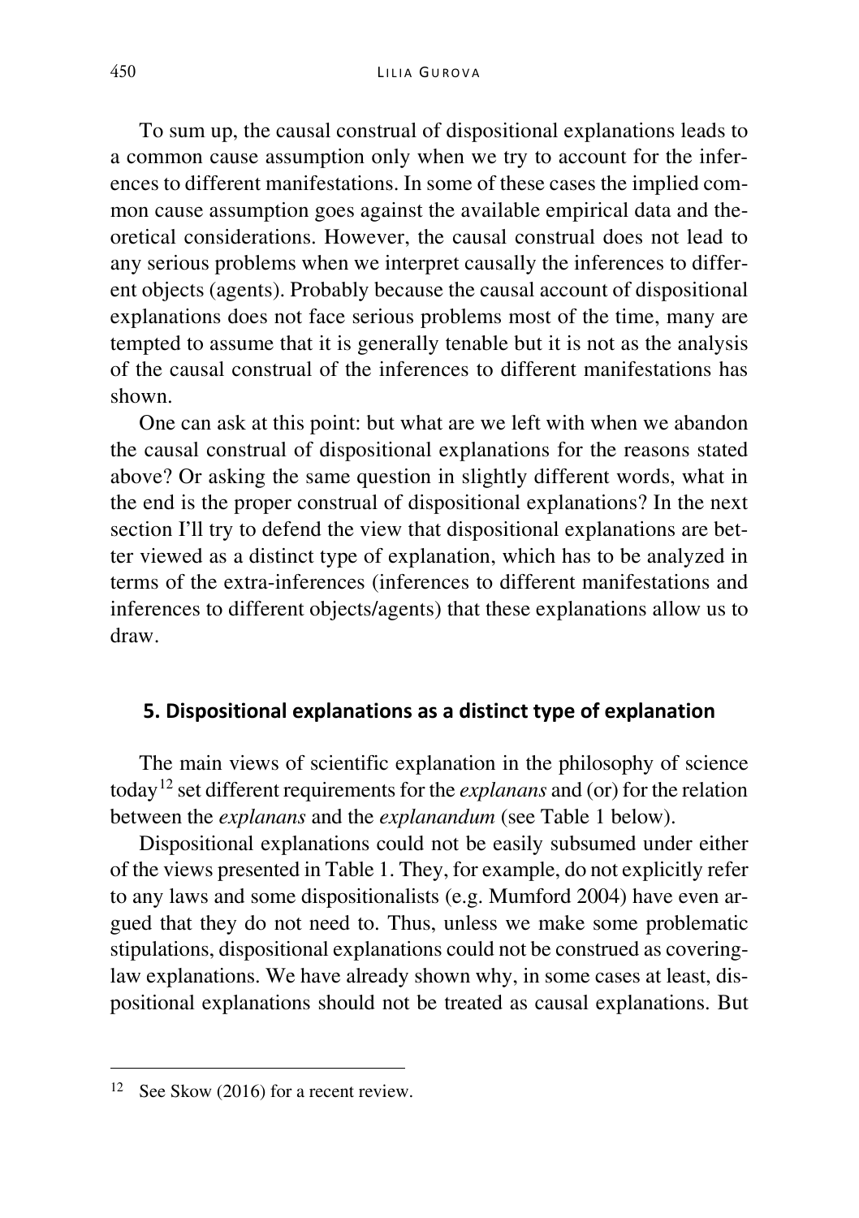To sum up, the causal construal of dispositional explanations leads to a common cause assumption only when we try to account for the inferences to different manifestations. In some of these cases the implied common cause assumption goes against the available empirical data and theoretical considerations. However, the causal construal does not lead to any serious problems when we interpret causally the inferences to different objects (agents). Probably because the causal account of dispositional explanations does not face serious problems most of the time, many are tempted to assume that it is generally tenable but it is not as the analysis of the causal construal of the inferences to different manifestations has shown.

One can ask at this point: but what are we left with when we abandon the causal construal of dispositional explanations for the reasons stated above? Or asking the same question in slightly different words, what in the end is the proper construal of dispositional explanations? In the next section I'll try to defend the view that dispositional explanations are better viewed as a distinct type of explanation, which has to be analyzed in terms of the extra-inferences (inferences to different manifestations and inferences to different objects/agents) that these explanations allow us to draw.

## 5. Dispositional explanations as a distinct type of explanation

The main views of scientific explanation in the philosophy of science today[12] set different requirements for the *explanans* and (or) for the relation between the *explanans* and the *explanandum* (see Table 1 below).

Dispositional explanations could not be easily subsumed under either of the views presented in Table 1. They, for example, do not explicitly refer to any laws and some dispositionalists (e.g. Mumford 2004) have even argued that they do not need to. Thus, unless we make some problematic stipulations, dispositional explanations could not be construed as covering-law explanations. We have already shown why, in some cases at least, dispositional explanations should not be treated as causal explanations. But

[12] See Skow (2016) for a recent review.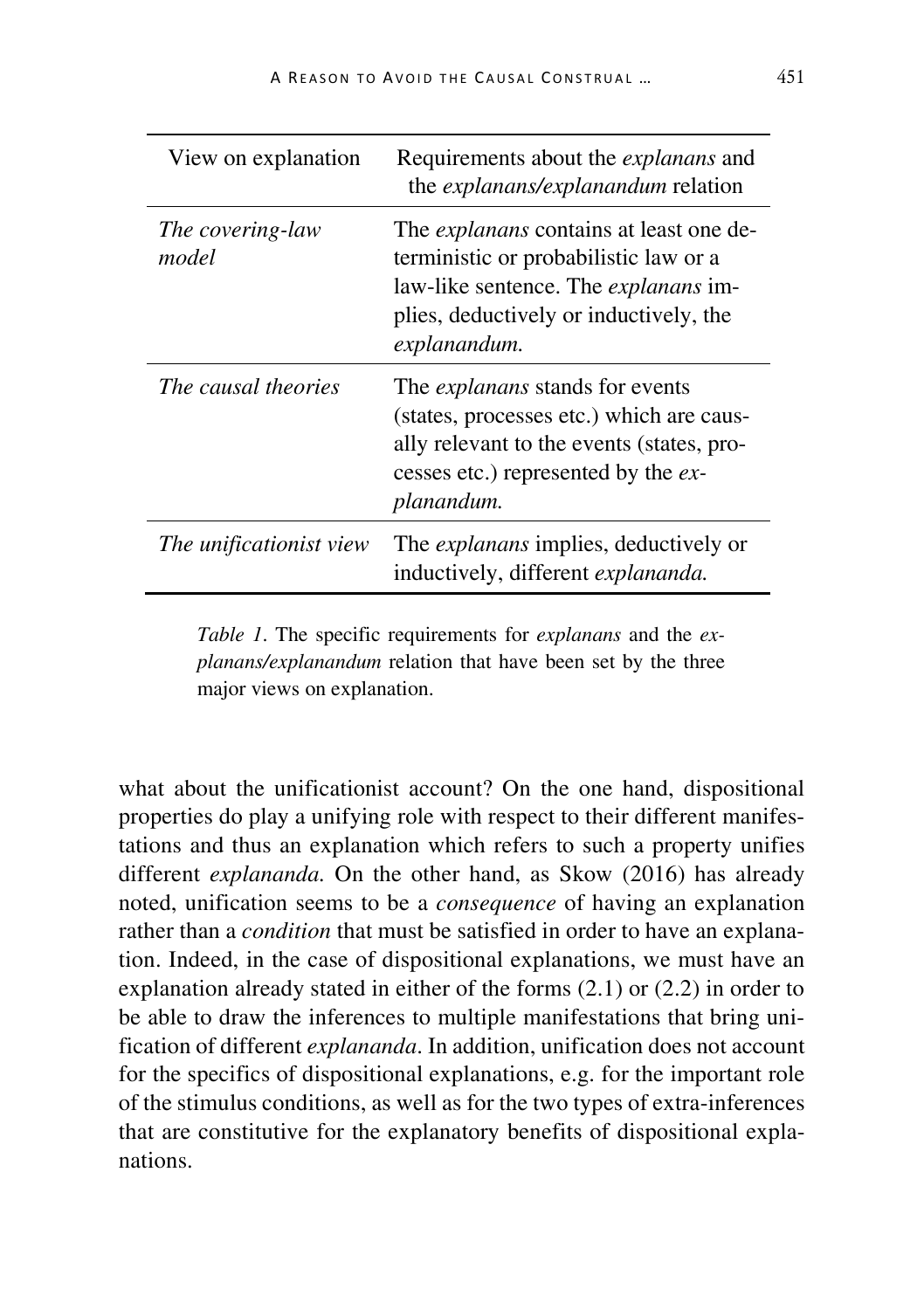| View on explanation | Requirements about the *explanans* and the *explanans/explanandum* relation |
|---|---|
| *The covering-law model* | The *explanans* contains at least one deterministic or probabilistic law or a law-like sentence. The *explanans* implies, deductively or inductively, the *explanandum.* |
| *The causal theories* | The *explanans* stands for events (states, processes etc.) which are causally relevant to the events (states, processes etc.) represented by the *explanandum.* |
| *The unificationist view* | The *explanans* implies, deductively or inductively, different *explananda.* |

*Table 1*. The specific requirements for *explanans* and the *explanans/explanandum* relation that have been set by the three major views on explanation.

what about the unificationist account? On the one hand, dispositional properties do play a unifying role with respect to their different manifestations and thus an explanation which refers to such a property unifies different *explananda.* On the other hand, as Skow (2016) has already noted, unification seems to be a *consequence* of having an explanation rather than a *condition* that must be satisfied in order to have an explanation. Indeed, in the case of dispositional explanations, we must have an explanation already stated in either of the forms (2.1) or (2.2) in order to be able to draw the inferences to multiple manifestations that bring unification of different *explananda*. In addition, unification does not account for the specifics of dispositional explanations, e.g. for the important role of the stimulus conditions, as well as for the two types of extra-inferences that are constitutive for the explanatory benefits of dispositional explanations.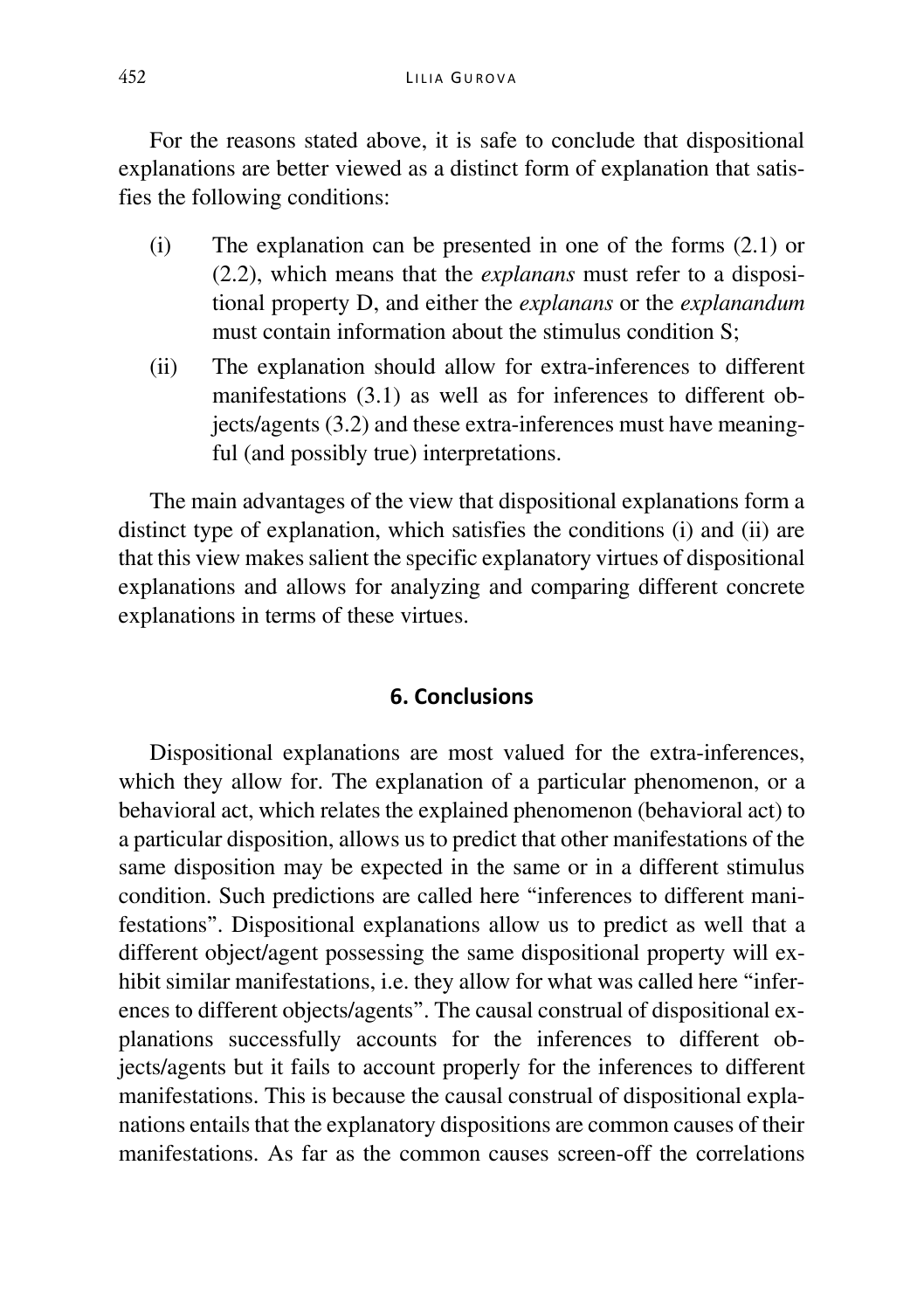For the reasons stated above, it is safe to conclude that dispositional explanations are better viewed as a distinct form of explanation that satisfies the following conditions:

(i) The explanation can be presented in one of the forms (2.1) or (2.2), which means that the *explanans* must refer to a dispositional property D, and either the *explanans* or the *explanandum* must contain information about the stimulus condition S;

(ii) The explanation should allow for extra-inferences to different manifestations (3.1) as well as for inferences to different objects/agents (3.2) and these extra-inferences must have meaningful (and possibly true) interpretations.

The main advantages of the view that dispositional explanations form a distinct type of explanation, which satisfies the conditions (i) and (ii) are that this view makes salient the specific explanatory virtues of dispositional explanations and allows for analyzing and comparing different concrete explanations in terms of these virtues.

## 6. Conclusions

Dispositional explanations are most valued for the extra-inferences, which they allow for. The explanation of a particular phenomenon, or a behavioral act, which relates the explained phenomenon (behavioral act) to a particular disposition, allows us to predict that other manifestations of the same disposition may be expected in the same or in a different stimulus condition. Such predictions are called here "inferences to different manifestations". Dispositional explanations allow us to predict as well that a different object/agent possessing the same dispositional property will exhibit similar manifestations, i.e. they allow for what was called here "inferences to different objects/agents". The causal construal of dispositional explanations successfully accounts for the inferences to different objects/agents but it fails to account properly for the inferences to different manifestations. This is because the causal construal of dispositional explanations entails that the explanatory dispositions are common causes of their manifestations. As far as the common causes screen-off the correlations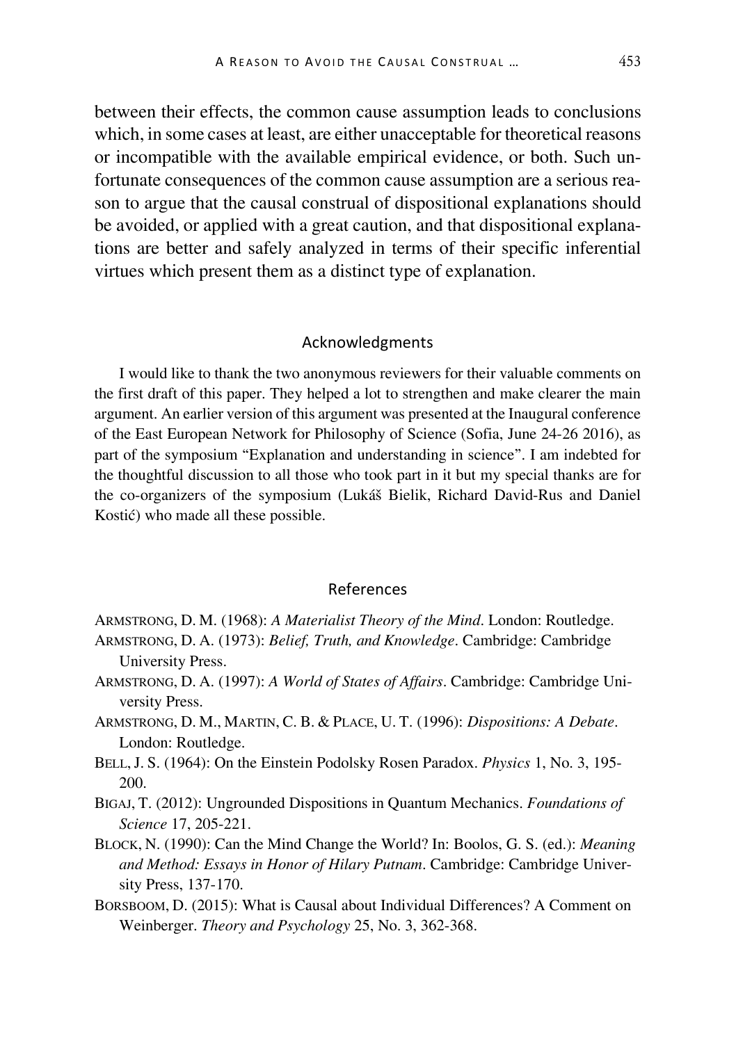between their effects, the common cause assumption leads to conclusions which, in some cases at least, are either unacceptable for theoretical reasons or incompatible with the available empirical evidence, or both. Such unfortunate consequences of the common cause assumption are a serious reason to argue that the causal construal of dispositional explanations should be avoided, or applied with a great caution, and that dispositional explanations are better and safely analyzed in terms of their specific inferential virtues which present them as a distinct type of explanation.

## Acknowledgments

I would like to thank the two anonymous reviewers for their valuable comments on the first draft of this paper. They helped a lot to strengthen and make clearer the main argument. An earlier version of this argument was presented at the Inaugural conference of the East European Network for Philosophy of Science (Sofia, June 24-26 2016), as part of the symposium "Explanation and understanding in science". I am indebted for the thoughtful discussion to all those who took part in it but my special thanks are for the co-organizers of the symposium (Lukáš Bielik, Richard David-Rus and Daniel Kostić) who made all these possible.

## References

ARMSTRONG, D. M. (1968): *A Materialist Theory of the Mind*. London: Routledge.

ARMSTRONG, D. A. (1973): *Belief, Truth, and Knowledge*. Cambridge: Cambridge University Press.

ARMSTRONG, D. A. (1997): *A World of States of Affairs*. Cambridge: Cambridge University Press.

ARMSTRONG, D. M., MARTIN, C. B. & PLACE, U. T. (1996): *Dispositions: A Debate*. London: Routledge.

BELL, J. S. (1964): On the Einstein Podolsky Rosen Paradox. *Physics* 1, No. 3, 195-200.

BIGAJ, T. (2012): Ungrounded Dispositions in Quantum Mechanics. *Foundations of Science* 17, 205-221.

BLOCK, N. (1990): Can the Mind Change the World? In: Boolos, G. S. (ed.): *Meaning and Method: Essays in Honor of Hilary Putnam*. Cambridge: Cambridge University Press, 137-170.

BORSBOOM, D. (2015): What is Causal about Individual Differences? A Comment on Weinberger. *Theory and Psychology* 25, No. 3, 362-368.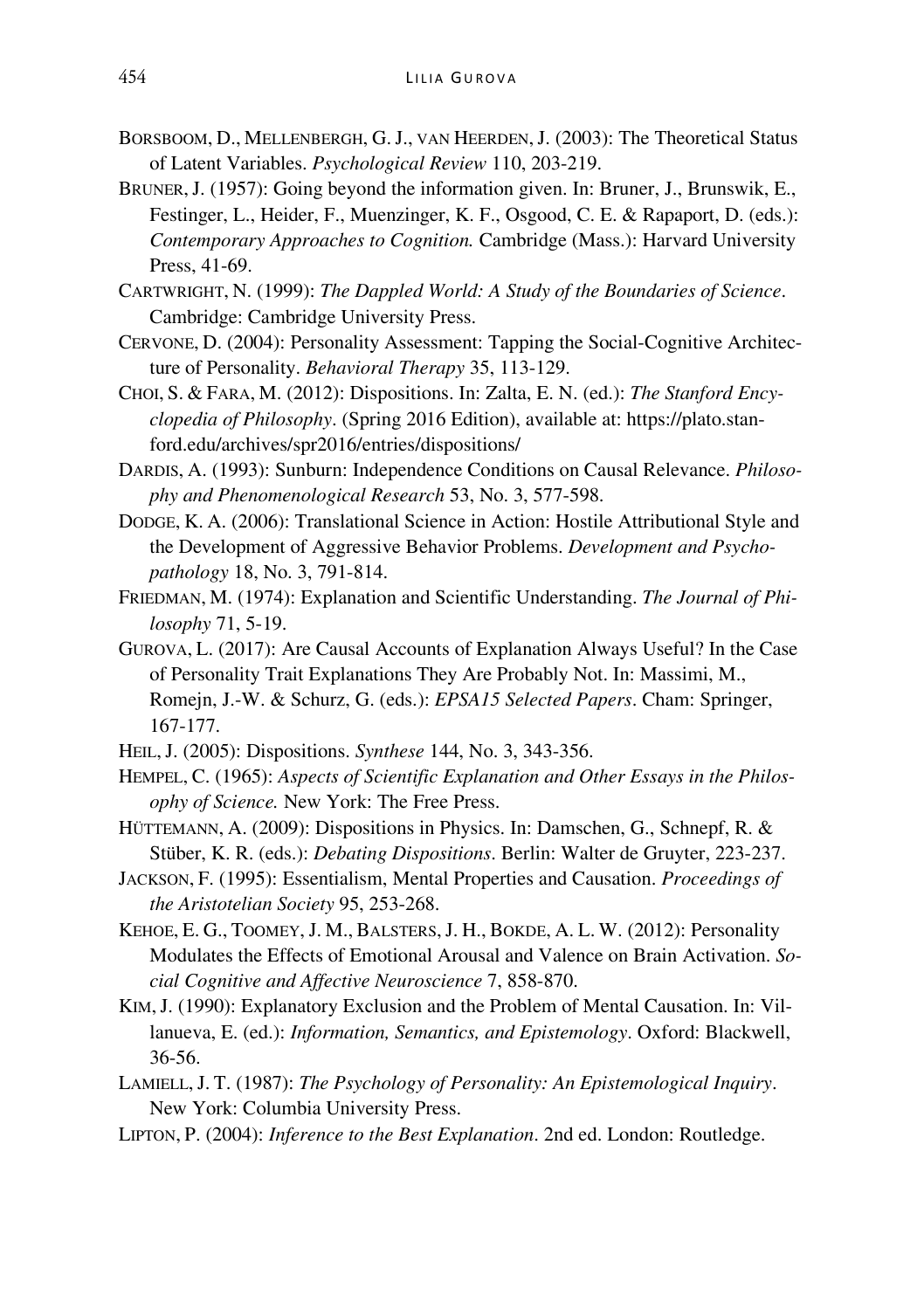BORSBOOM, D., MELLENBERGH, G. J., VAN HEERDEN, J. (2003): The Theoretical Status of Latent Variables. *Psychological Review* 110, 203-219.

BRUNER, J. (1957): Going beyond the information given. In: Bruner, J., Brunswik, E., Festinger, L., Heider, F., Muenzinger, K. F., Osgood, C. E. & Rapaport, D. (eds.): *Contemporary Approaches to Cognition.* Cambridge (Mass.): Harvard University Press, 41-69.

CARTWRIGHT, N. (1999): *The Dappled World: A Study of the Boundaries of Science*. Cambridge: Cambridge University Press.

CERVONE, D. (2004): Personality Assessment: Tapping the Social-Cognitive Architecture of Personality. *Behavioral Therapy* 35, 113-129.

CHOI, S. & FARA, M. (2012): Dispositions. In: Zalta, E. N. (ed.): *The Stanford Encyclopedia of Philosophy*. (Spring 2016 Edition), available at: https://plato.stanford.edu/archives/spr2016/entries/dispositions/

DARDIS, A. (1993): Sunburn: Independence Conditions on Causal Relevance. *Philosophy and Phenomenological Research* 53, No. 3, 577-598.

DODGE, K. A. (2006): Translational Science in Action: Hostile Attributional Style and the Development of Aggressive Behavior Problems. *Development and Psychopathology* 18, No. 3, 791-814.

FRIEDMAN, M. (1974): Explanation and Scientific Understanding. *The Journal of Philosophy* 71, 5-19.

GUROVA, L. (2017): Are Causal Accounts of Explanation Always Useful? In the Case of Personality Trait Explanations They Are Probably Not. In: Massimi, M., Romejn, J.-W. & Schurz, G. (eds.): *EPSA15 Selected Papers*. Cham: Springer, 167-177.

HEIL, J. (2005): Dispositions. *Synthese* 144, No. 3, 343-356.

HEMPEL, C. (1965): *Aspects of Scientific Explanation and Other Essays in the Philosophy of Science.* New York: The Free Press.

HÜTTEMANN, A. (2009): Dispositions in Physics. In: Damschen, G., Schnepf, R. & Stüber, K. R. (eds.): *Debating Dispositions*. Berlin: Walter de Gruyter, 223-237.

JACKSON, F. (1995): Essentialism, Mental Properties and Causation. *Proceedings of the Aristotelian Society* 95, 253-268.

KEHOE, E. G., TOOMEY, J. M., BALSTERS, J. H., BOKDE, A. L. W. (2012): Personality Modulates the Effects of Emotional Arousal and Valence on Brain Activation. *Social Cognitive and Affective Neuroscience* 7, 858-870.

KIM, J. (1990): Explanatory Exclusion and the Problem of Mental Causation. In: Villanueva, E. (ed.): *Information, Semantics, and Epistemology*. Oxford: Blackwell, 36-56.

LAMIELL, J. T. (1987): *The Psychology of Personality: An Epistemological Inquiry*. New York: Columbia University Press.

LIPTON, P. (2004): *Inference to the Best Explanation*. 2nd ed. London: Routledge.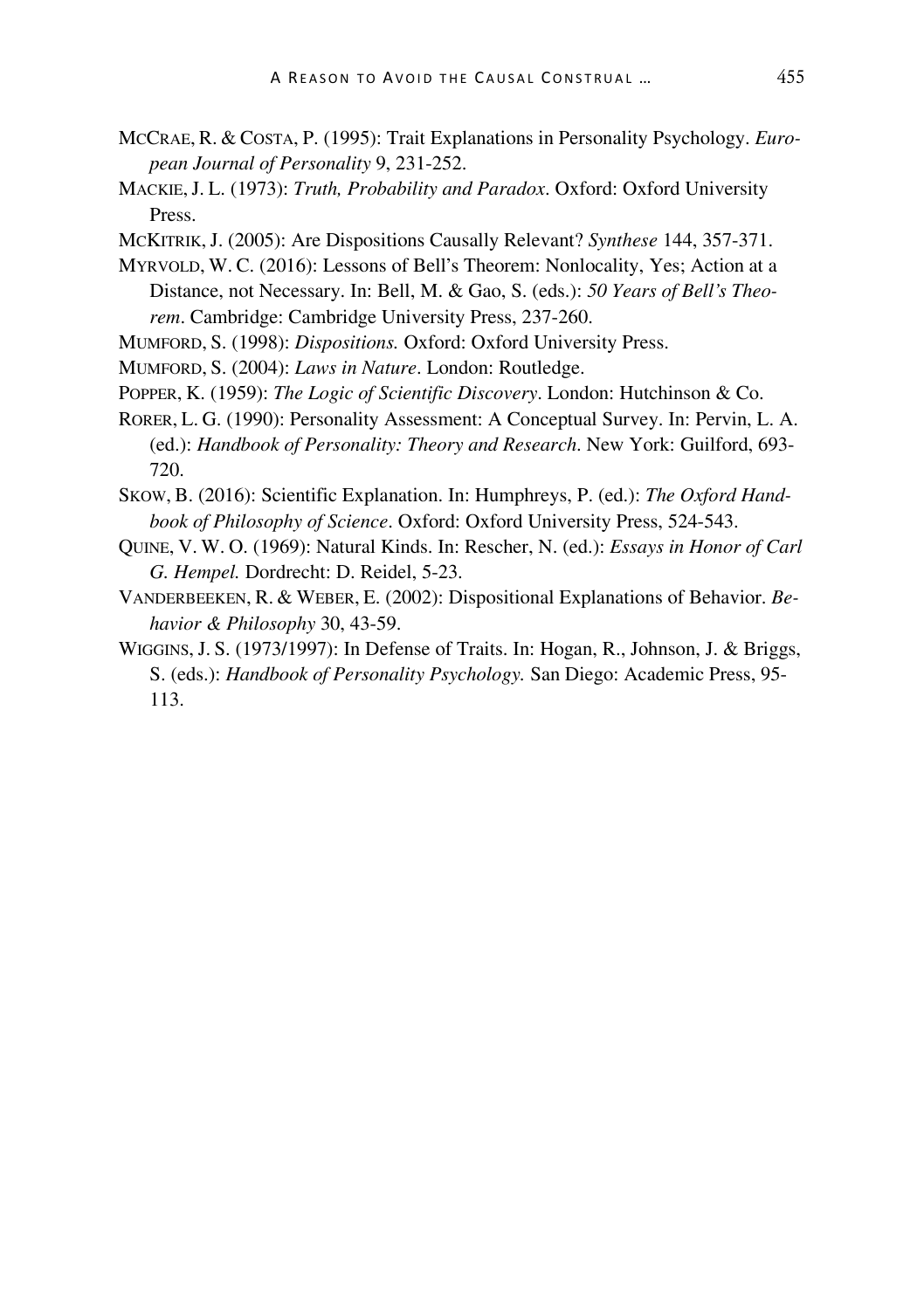McCrae, R. & Costa, P. (1995): Trait Explanations in Personality Psychology. *European Journal of Personality* 9, 231-252.

Mackie, J. L. (1973): *Truth, Probability and Paradox*. Oxford: Oxford University Press.

McKitrik, J. (2005): Are Dispositions Causally Relevant? *Synthese* 144, 357-371.

Myrvold, W. C. (2016): Lessons of Bell's Theorem: Nonlocality, Yes; Action at a Distance, not Necessary. In: Bell, M. & Gao, S. (eds.): *50 Years of Bell's Theorem*. Cambridge: Cambridge University Press, 237-260.

Mumford, S. (1998): *Dispositions.* Oxford: Oxford University Press.

Mumford, S. (2004): *Laws in Nature*. London: Routledge.

Popper, K. (1959): *The Logic of Scientific Discovery*. London: Hutchinson & Co.

Rorer, L. G. (1990): Personality Assessment: A Conceptual Survey. In: Pervin, L. A. (ed.): *Handbook of Personality: Theory and Research*. New York: Guilford, 693-720.

Skow, B. (2016): Scientific Explanation. In: Humphreys, P. (ed.): *The Oxford Handbook of Philosophy of Science*. Oxford: Oxford University Press, 524-543.

Quine, V. W. O. (1969): Natural Kinds. In: Rescher, N. (ed.): *Essays in Honor of Carl G. Hempel.* Dordrecht: D. Reidel, 5-23.

Vanderbeeken, R. & Weber, E. (2002): Dispositional Explanations of Behavior. *Behavior & Philosophy* 30, 43-59.

Wiggins, J. S. (1973/1997): In Defense of Traits. In: Hogan, R., Johnson, J. & Briggs, S. (eds.): *Handbook of Personality Psychology.* San Diego: Academic Press, 95-113.